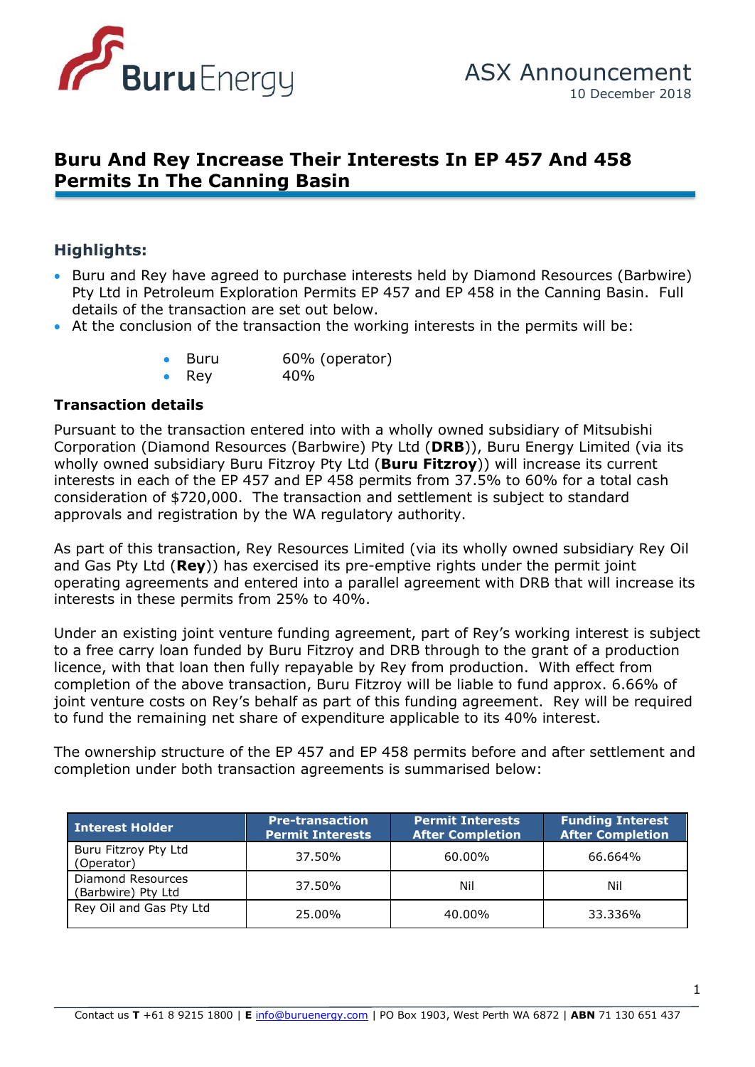Buru Energy

ASX Announcement
10 December 2018

# Buru And Rey Increase Their Interests In EP 457 And 458 Permits In The Canning Basin

## Highlights:

- Buru and Rey have agreed to purchase interests held by Diamond Resources (Barbwire) Pty Ltd in Petroleum Exploration Permits EP 457 and EP 458 in the Canning Basin. Full details of the transaction are set out below.
- At the conclusion of the transaction the working interests in the permits will be:
  - Buru 60% (operator)
  - Rey 40%

### Transaction details

Pursuant to the transaction entered into with a wholly owned subsidiary of Mitsubishi Corporation (Diamond Resources (Barbwire) Pty Ltd (**DRB**)), Buru Energy Limited (via its wholly owned subsidiary Buru Fitzroy Pty Ltd (**Buru Fitzroy**)) will increase its current interests in each of the EP 457 and EP 458 permits from 37.5% to 60% for a total cash consideration of $720,000. The transaction and settlement is subject to standard approvals and registration by the WA regulatory authority.

As part of this transaction, Rey Resources Limited (via its wholly owned subsidiary Rey Oil and Gas Pty Ltd (**Rey**)) has exercised its pre-emptive rights under the permit joint operating agreements and entered into a parallel agreement with DRB that will increase its interests in these permits from 25% to 40%.

Under an existing joint venture funding agreement, part of Rey's working interest is subject to a free carry loan funded by Buru Fitzroy and DRB through to the grant of a production licence, with that loan then fully repayable by Rey from production. With effect from completion of the above transaction, Buru Fitzroy will be liable to fund approx. 6.66% of joint venture costs on Rey's behalf as part of this funding agreement. Rey will be required to fund the remaining net share of expenditure applicable to its 40% interest.

The ownership structure of the EP 457 and EP 458 permits before and after settlement and completion under both transaction agreements is summarised below:

| Interest Holder | Pre-transaction Permit Interests | Permit Interests After Completion | Funding Interest After Completion |
|---|---|---|---|
| Buru Fitzroy Pty Ltd (Operator) | 37.50% | 60.00% | 66.664% |
| Diamond Resources (Barbwire) Pty Ltd | 37.50% | Nil | Nil |
| Rey Oil and Gas Pty Ltd | 25.00% | 40.00% | 33.336% |

Contact us **T** +61 8 9215 1800 | **E** info@buruenergy.com | PO Box 1903, West Perth WA 6872 | **ABN** 71 130 651 437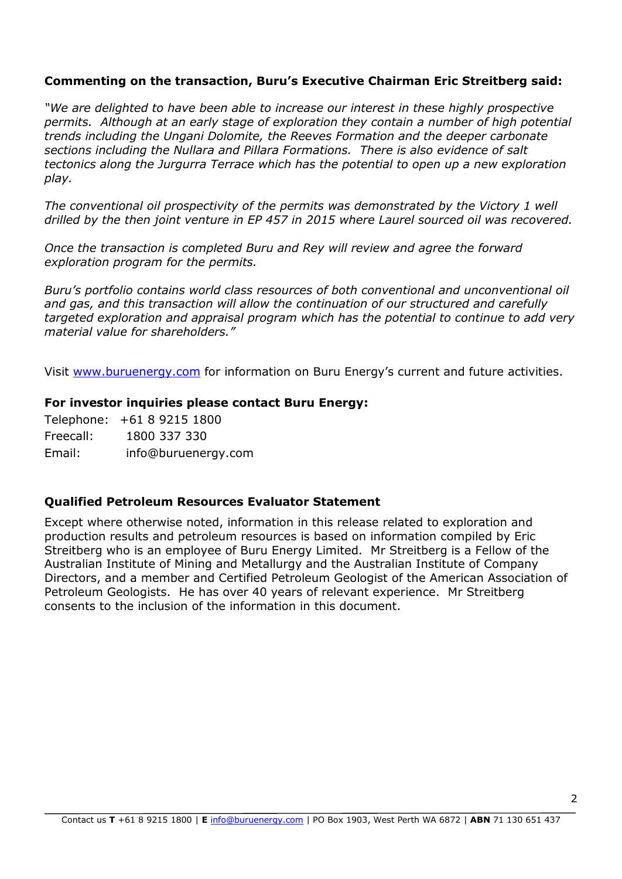**Commenting on the transaction, Buru's Executive Chairman Eric Streitberg said:**

*"We are delighted to have been able to increase our interest in these highly prospective permits. Although at an early stage of exploration they contain a number of high potential trends including the Ungani Dolomite, the Reeves Formation and the deeper carbonate sections including the Nullara and Pillara Formations. There is also evidence of salt tectonics along the Jurgurra Terrace which has the potential to open up a new exploration play.*

*The conventional oil prospectivity of the permits was demonstrated by the Victory 1 well drilled by the then joint venture in EP 457 in 2015 where Laurel sourced oil was recovered.*

*Once the transaction is completed Buru and Rey will review and agree the forward exploration program for the permits.*

*Buru's portfolio contains world class resources of both conventional and unconventional oil and gas, and this transaction will allow the continuation of our structured and carefully targeted exploration and appraisal program which has the potential to continue to add very material value for shareholders."*

Visit [www.buruenergy.com](http://www.buruenergy.com) for information on Buru Energy's current and future activities.

**For investor inquiries please contact Buru Energy:**

Telephone: +61 8 9215 1800
Freecall: 1800 337 330
Email: info@buruenergy.com

**Qualified Petroleum Resources Evaluator Statement**

Except where otherwise noted, information in this release related to exploration and production results and petroleum resources is based on information compiled by Eric Streitberg who is an employee of Buru Energy Limited. Mr Streitberg is a Fellow of the Australian Institute of Mining and Metallurgy and the Australian Institute of Company Directors, and a member and Certified Petroleum Geologist of the American Association of Petroleum Geologists. He has over 40 years of relevant experience. Mr Streitberg consents to the inclusion of the information in this document.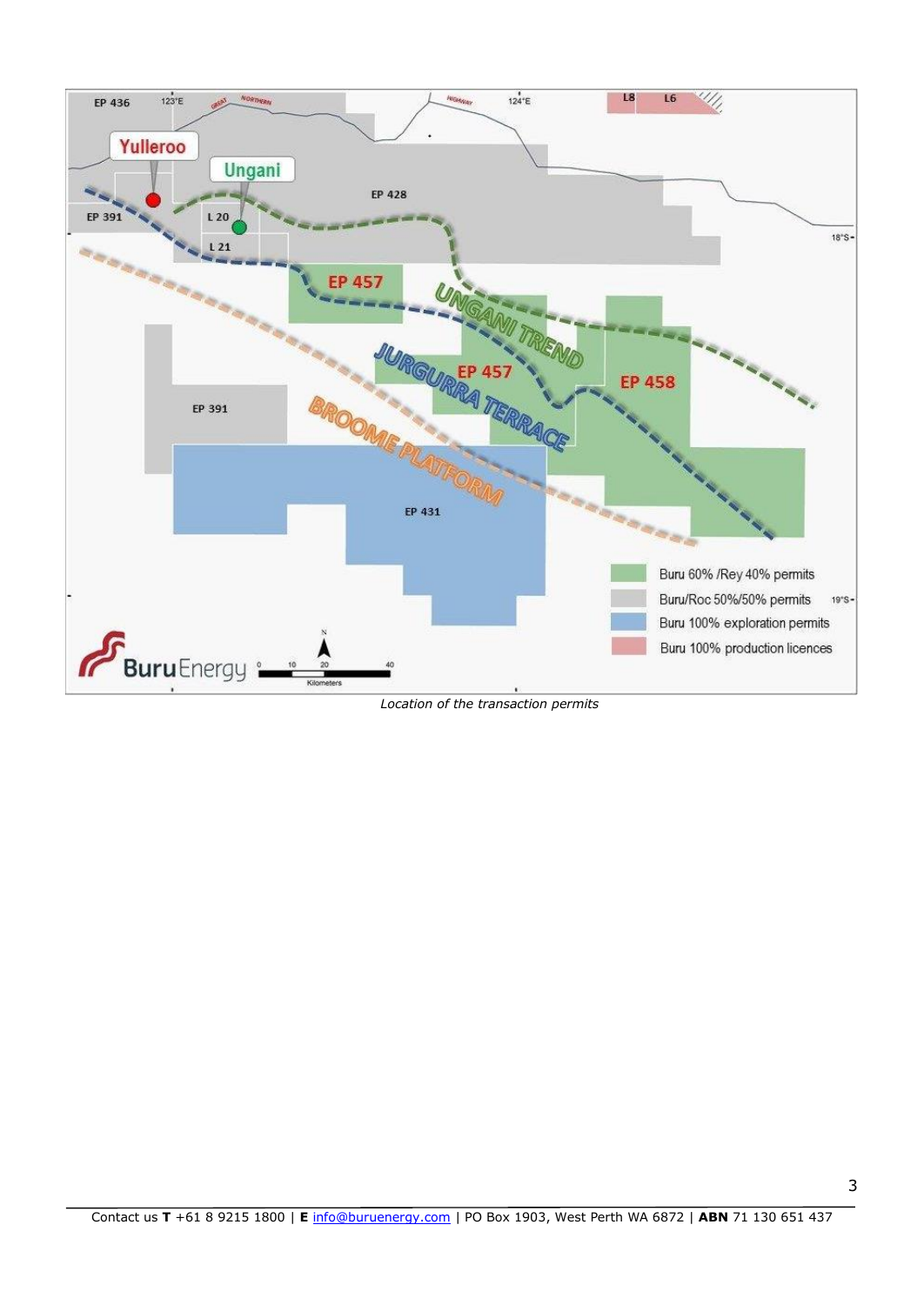EP 436

123°E

GREAT NORTHERN HIGHWAY

124°E

L8

L6

Yulleroo

Ungani

EP 428

EP 391

L 20

L 21

18°S

EP 457

UNGANI TREND

JURGURRA TERRACE

EP 457

EP 458

EP 391

BROOME PLATFORM

EP 431

Buru 60% /Rey 40% permits

Buru/Roc 50%/50% permits

Buru 100% exploration permits

Buru 100% production licences

19°S

BuruEnergy

N

0 10 20 40

Kilometers

*Location of the transaction permits*